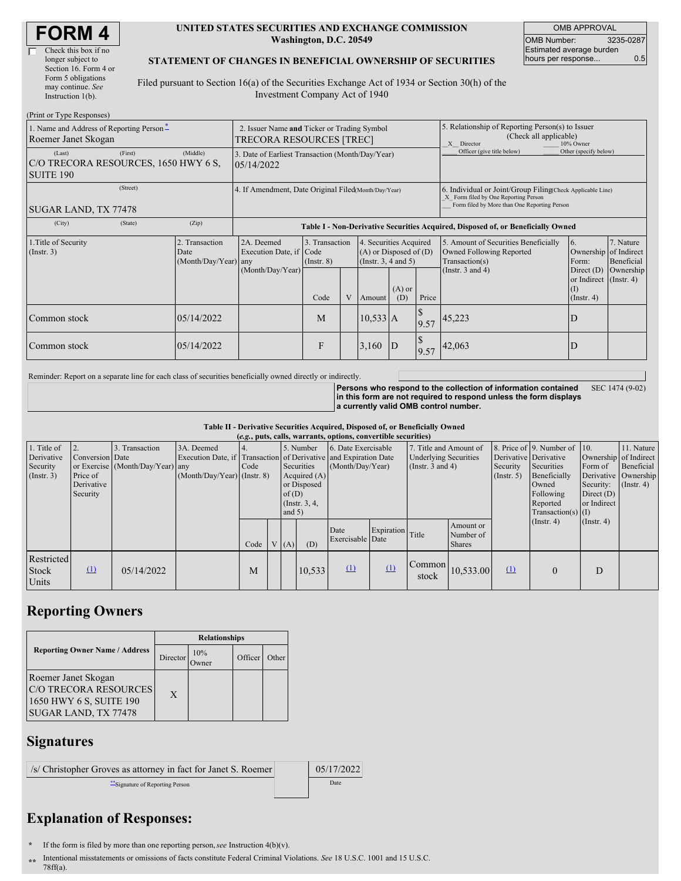# FORM 4

☐ Check this box if no longer subject to Section 16. Form 4 or Form 5 obligations may continue. *See* Instruction 1(b).

**UNITED STATES SECURITIES AND EXCHANGE COMMISSION**
**Washington, D.C. 20549**

**STATEMENT OF CHANGES IN BENEFICIAL OWNERSHIP OF SECURITIES**

Filed pursuant to Section 16(a) of the Securities Exchange Act of 1934 or Section 30(h) of the Investment Company Act of 1940

| OMB APPROVAL | |
|---|---|
| OMB Number: | 3235-0287 |
| Estimated average burden hours per response... | 0.5 |

(Print or Type Responses)

| 1. Name and Address of Reporting Person * | 2. Issuer Name and Ticker or Trading Symbol | 5. Relationship of Reporting Person(s) to Issuer (Check all applicable) |
|---|---|---|
| Roemer Janet Skogan | TRECORA RESOURCES [TREC] | _X_ Director ___ 10% Owner ___ Officer (give title below) ___ Other (specify below) |
| (Last) (First) (Middle) C/O TRECORA RESOURCES, 1650 HWY 6 S, SUITE 190 | 3. Date of Earliest Transaction (Month/Day/Year) 05/14/2022 | |
| (Street) SUGAR LAND, TX 77478 | 4. If Amendment, Date Original Filed (Month/Day/Year) | 6. Individual or Joint/Group Filing (Check Applicable Line) _X_ Form filed by One Reporting Person ___ Form filed by More than One Reporting Person |
| (City) (State) (Zip) | | |

**Table I - Non-Derivative Securities Acquired, Disposed of, or Beneficially Owned**

| 1.Title of Security (Instr. 3) | 2. Transaction Date (Month/Day/Year) | 2A. Deemed Execution Date, if any (Month/Day/Year) | 3. Transaction Code (Instr. 8) | | 4. Securities Acquired (A) or Disposed of (D) (Instr. 3, 4 and 5) | | | 5. Amount of Securities Beneficially Owned Following Reported Transaction(s) (Instr. 3 and 4) | 6. Ownership Form: Direct (D) or Indirect (I) (Instr. 4) | 7. Nature of Indirect Beneficial Ownership (Instr. 4) |
|---|---|---|---|---|---|---|---|---|---|---|
| | | | Code | V | Amount | (A) or (D) | Price | | | |
| Common stock | 05/14/2022 | | M | | 10,533 | A | $ 9.57 | 45,223 | D | |
| Common stock | 05/14/2022 | | F | | 3,160 | D | $ 9.57 | 42,063 | D | |

Reminder: Report on a separate line for each class of securities beneficially owned directly or indirectly.

**Persons who respond to the collection of information contained in this form are not required to respond unless the form displays a currently valid OMB control number.** SEC 1474 (9-02)

**Table II - Derivative Securities Acquired, Disposed of, or Beneficially Owned**
***(e.g., puts, calls, warrants, options, convertible securities)***

| 1. Title of Derivative Security (Instr. 3) | 2. Conversion or Exercise Price of Derivative Security | 3. Transaction Date (Month/Day/Year) | 3A. Deemed Execution Date, if any (Month/Day/Year) | 4. Transaction Code (Instr. 8) | | 5. Number of Derivative Securities Acquired (A) or Disposed of (D) (Instr. 3, 4, and 5) | | 6. Date Exercisable and Expiration Date (Month/Day/Year) | | 7. Title and Amount of Underlying Securities (Instr. 3 and 4) | | 8. Price of Derivative Security (Instr. 5) | 9. Number of Derivative Securities Beneficially Owned Following Reported Transaction(s) (Instr. 4) | 10. Ownership Form of Derivative Security: Direct (D) or Indirect (I) (Instr. 4) | 11. Nature of Indirect Beneficial Ownership (Instr. 4) |
|---|---|---|---|---|---|---|---|---|---|---|---|---|---|---|---|
| | | | | Code | V | (A) | (D) | Date Exercisable | Expiration Date | Title | Amount or Number of Shares | | | | |
| Restricted Stock Units | (1) | 05/14/2022 | | M | | | 10,533 | (1) | (1) | Common stock | 10,533.00 | (1) | 0 | D | |

## Reporting Owners

| Reporting Owner Name / Address | Relationships | | | |
|---|---|---|---|---|
| | Director | 10% Owner | Officer | Other |
| Roemer Janet Skogan C/O TRECORA RESOURCES 1650 HWY 6 S, SUITE 190 SUGAR LAND, TX 77478 | X | | | |

## Signatures

| /s/ Christopher Groves as attorney in fact for Janet S. Roemer | 05/17/2022 |
|---|---|
| **Signature of Reporting Person | Date |

## Explanation of Responses:

\* If the form is filed by more than one reporting person, *see* Instruction 4(b)(v).

\*\* Intentional misstatements or omissions of facts constitute Federal Criminal Violations. *See* 18 U.S.C. 1001 and 15 U.S.C. 78ff(a).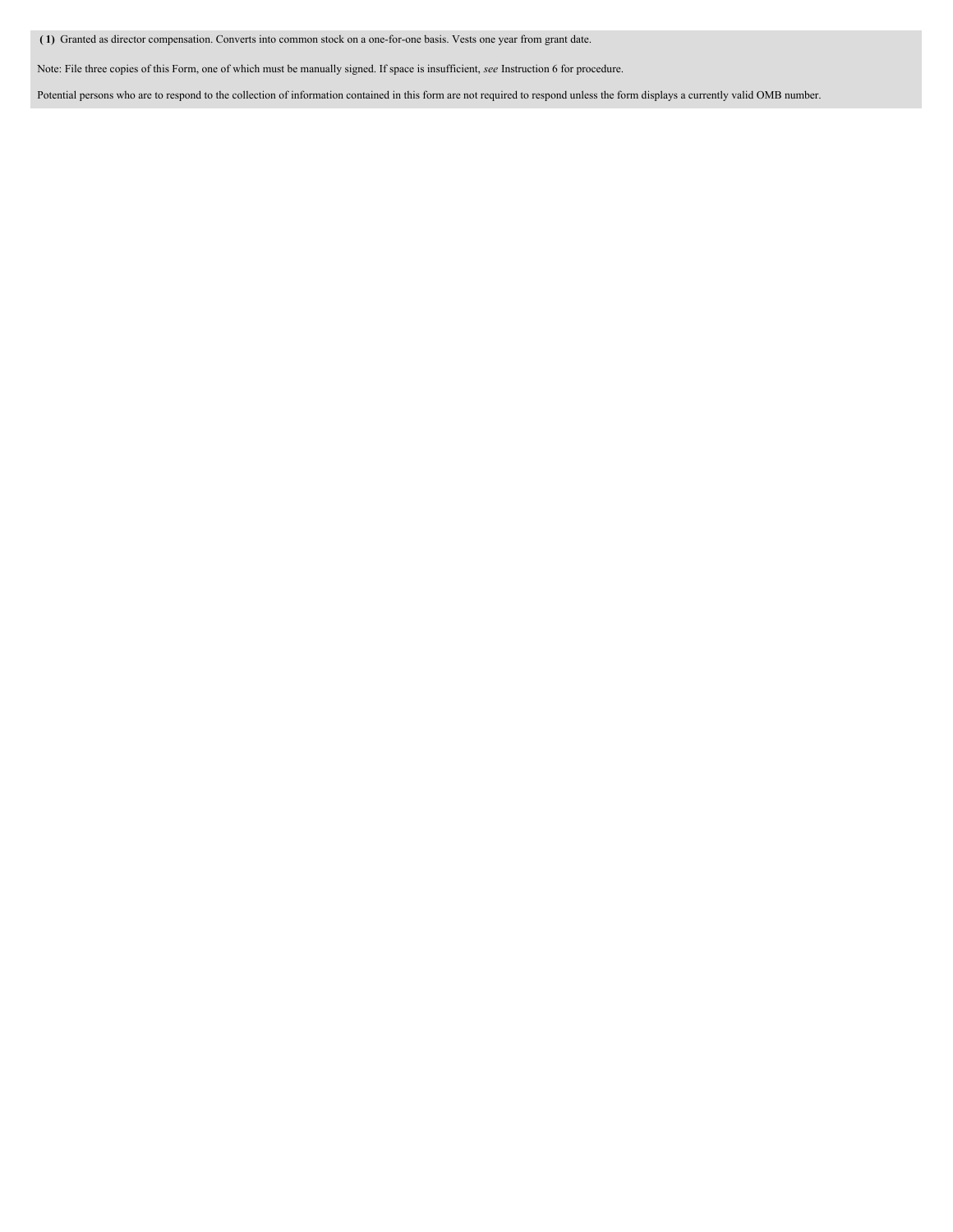**(1)** Granted as director compensation. Converts into common stock on a one-for-one basis. Vests one year from grant date.

Note: File three copies of this Form, one of which must be manually signed. If space is insufficient, *see* Instruction 6 for procedure.

Potential persons who are to respond to the collection of information contained in this form are not required to respond unless the form displays a currently valid OMB number.